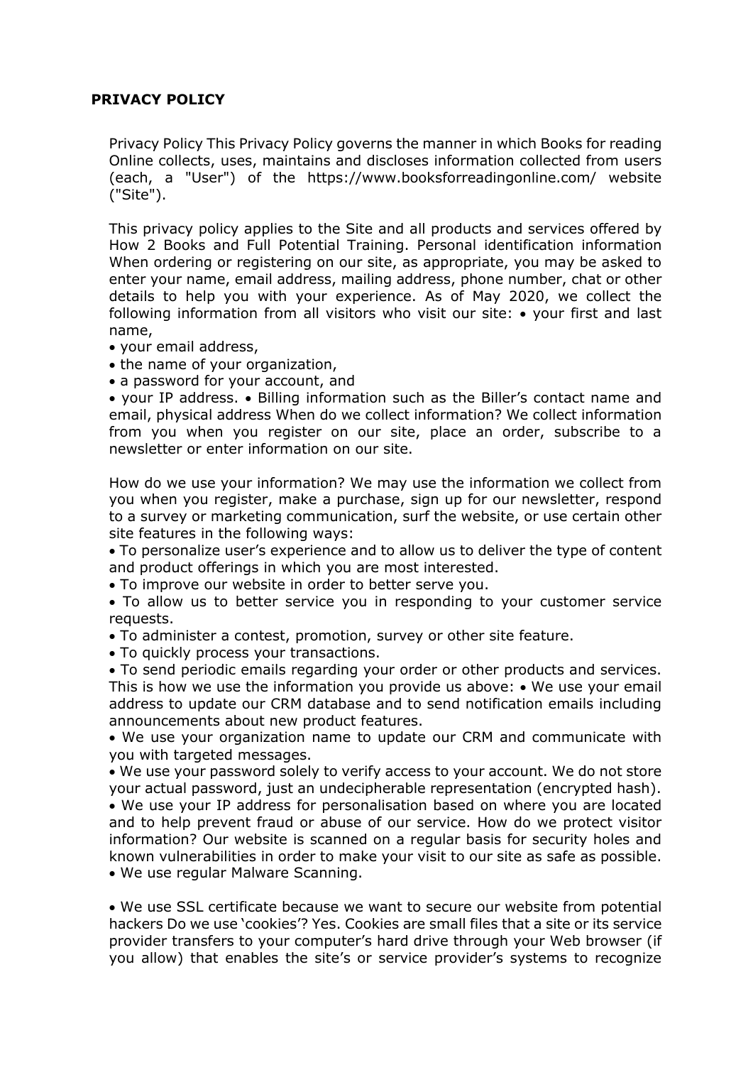# PRIVACY POLICY

Privacy Policy This Privacy Policy governs the manner in which Books for reading Online collects, uses, maintains and discloses information collected from users (each, a "User") of the https://www.booksforreadingonline.com/ website ("Site").

This privacy policy applies to the Site and all products and services offered by How 2 Books and Full Potential Training. Personal identification information When ordering or registering on our site, as appropriate, you may be asked to enter your name, email address, mailing address, phone number, chat or other details to help you with your experience. As of May 2020, we collect the following information from all visitors who visit our site: • your first and last name,

- your email address,
- the name of your organization,
- a password for your account, and
- your IP address. • Billing information such as the Biller's contact name and email, physical address When do we collect information? We collect information from you when you register on our site, place an order, subscribe to a newsletter or enter information on our site.

How do we use your information? We may use the information we collect from you when you register, make a purchase, sign up for our newsletter, respond to a survey or marketing communication, surf the website, or use certain other site features in the following ways:

- To personalize user's experience and to allow us to deliver the type of content and product offerings in which you are most interested.
- To improve our website in order to better serve you.
- To allow us to better service you in responding to your customer service requests.
- To administer a contest, promotion, survey or other site feature.
- To quickly process your transactions.
- To send periodic emails regarding your order or other products and services. This is how we use the information you provide us above: • We use your email address to update our CRM database and to send notification emails including announcements about new product features.
- We use your organization name to update our CRM and communicate with you with targeted messages.
- We use your password solely to verify access to your account. We do not store your actual password, just an undecipherable representation (encrypted hash).
- We use your IP address for personalisation based on where you are located and to help prevent fraud or abuse of our service. How do we protect visitor information? Our website is scanned on a regular basis for security holes and known vulnerabilities in order to make your visit to our site as safe as possible.
- We use regular Malware Scanning.

- We use SSL certificate because we want to secure our website from potential hackers Do we use 'cookies'? Yes. Cookies are small files that a site or its service provider transfers to your computer's hard drive through your Web browser (if you allow) that enables the site's or service provider's systems to recognize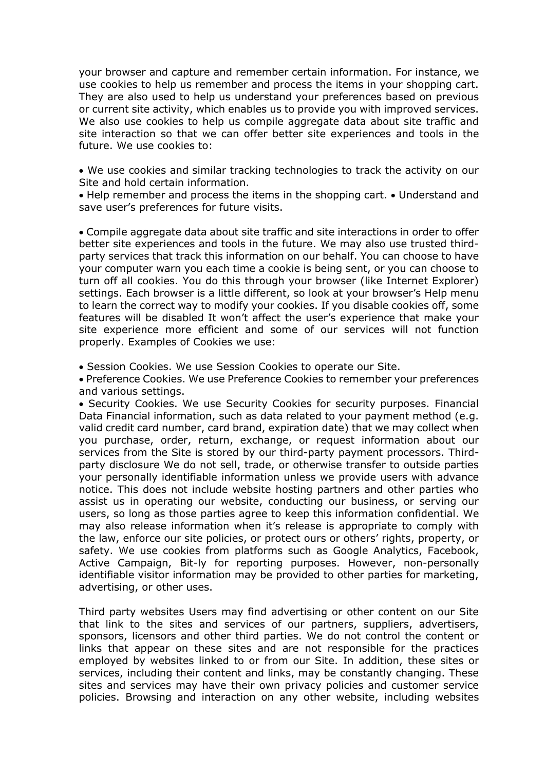your browser and capture and remember certain information. For instance, we use cookies to help us remember and process the items in your shopping cart. They are also used to help us understand your preferences based on previous or current site activity, which enables us to provide you with improved services. We also use cookies to help us compile aggregate data about site traffic and site interaction so that we can offer better site experiences and tools in the future. We use cookies to:

- We use cookies and similar tracking technologies to track the activity on our Site and hold certain information.
- Help remember and process the items in the shopping cart. • Understand and save user's preferences for future visits.

- Compile aggregate data about site traffic and site interactions in order to offer better site experiences and tools in the future. We may also use trusted third-party services that track this information on our behalf. You can choose to have your computer warn you each time a cookie is being sent, or you can choose to turn off all cookies. You do this through your browser (like Internet Explorer) settings. Each browser is a little different, so look at your browser's Help menu to learn the correct way to modify your cookies. If you disable cookies off, some features will be disabled It won't affect the user's experience that make your site experience more efficient and some of our services will not function properly. Examples of Cookies we use:

- Session Cookies. We use Session Cookies to operate our Site.
- Preference Cookies. We use Preference Cookies to remember your preferences and various settings.
- Security Cookies. We use Security Cookies for security purposes. Financial Data Financial information, such as data related to your payment method (e.g. valid credit card number, card brand, expiration date) that we may collect when you purchase, order, return, exchange, or request information about our services from the Site is stored by our third-party payment processors. Third-party disclosure We do not sell, trade, or otherwise transfer to outside parties your personally identifiable information unless we provide users with advance notice. This does not include website hosting partners and other parties who assist us in operating our website, conducting our business, or serving our users, so long as those parties agree to keep this information confidential. We may also release information when it's release is appropriate to comply with the law, enforce our site policies, or protect ours or others' rights, property, or safety. We use cookies from platforms such as Google Analytics, Facebook, Active Campaign, Bit-ly for reporting purposes. However, non-personally identifiable visitor information may be provided to other parties for marketing, advertising, or other uses.

Third party websites Users may find advertising or other content on our Site that link to the sites and services of our partners, suppliers, advertisers, sponsors, licensors and other third parties. We do not control the content or links that appear on these sites and are not responsible for the practices employed by websites linked to or from our Site. In addition, these sites or services, including their content and links, may be constantly changing. These sites and services may have their own privacy policies and customer service policies. Browsing and interaction on any other website, including websites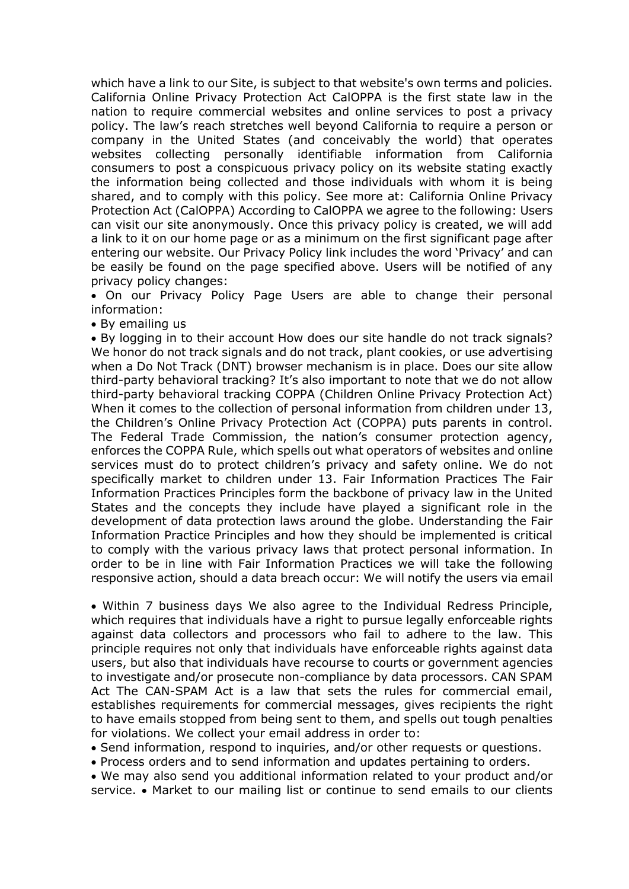which have a link to our Site, is subject to that website's own terms and policies. California Online Privacy Protection Act CalOPPA is the first state law in the nation to require commercial websites and online services to post a privacy policy. The law's reach stretches well beyond California to require a person or company in the United States (and conceivably the world) that operates websites collecting personally identifiable information from California consumers to post a conspicuous privacy policy on its website stating exactly the information being collected and those individuals with whom it is being shared, and to comply with this policy. See more at: California Online Privacy Protection Act (CalOPPA) According to CalOPPA we agree to the following: Users can visit our site anonymously. Once this privacy policy is created, we will add a link to it on our home page or as a minimum on the first significant page after entering our website. Our Privacy Policy link includes the word 'Privacy' and can be easily be found on the page specified above. Users will be notified of any privacy policy changes:

- On our Privacy Policy Page Users are able to change their personal information:
- By emailing us
- By logging in to their account How does our site handle do not track signals? We honor do not track signals and do not track, plant cookies, or use advertising when a Do Not Track (DNT) browser mechanism is in place. Does our site allow third-party behavioral tracking? It's also important to note that we do not allow third-party behavioral tracking COPPA (Children Online Privacy Protection Act) When it comes to the collection of personal information from children under 13, the Children's Online Privacy Protection Act (COPPA) puts parents in control. The Federal Trade Commission, the nation's consumer protection agency, enforces the COPPA Rule, which spells out what operators of websites and online services must do to protect children's privacy and safety online. We do not specifically market to children under 13. Fair Information Practices The Fair Information Practices Principles form the backbone of privacy law in the United States and the concepts they include have played a significant role in the development of data protection laws around the globe. Understanding the Fair Information Practice Principles and how they should be implemented is critical to comply with the various privacy laws that protect personal information. In order to be in line with Fair Information Practices we will take the following responsive action, should a data breach occur: We will notify the users via email

- Within 7 business days We also agree to the Individual Redress Principle, which requires that individuals have a right to pursue legally enforceable rights against data collectors and processors who fail to adhere to the law. This principle requires not only that individuals have enforceable rights against data users, but also that individuals have recourse to courts or government agencies to investigate and/or prosecute non-compliance by data processors. CAN SPAM Act The CAN-SPAM Act is a law that sets the rules for commercial email, establishes requirements for commercial messages, gives recipients the right to have emails stopped from being sent to them, and spells out tough penalties for violations. We collect your email address in order to:
- Send information, respond to inquiries, and/or other requests or questions.
- Process orders and to send information and updates pertaining to orders.
- We may also send you additional information related to your product and/or service. • Market to our mailing list or continue to send emails to our clients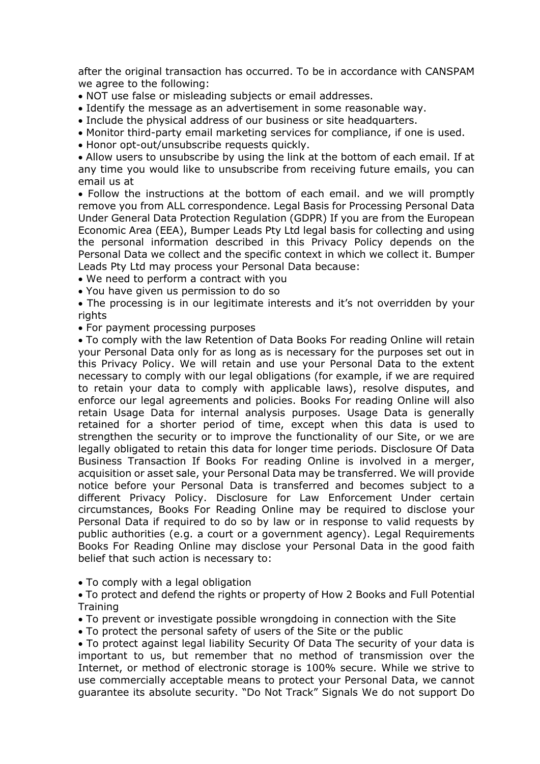after the original transaction has occurred. To be in accordance with CANSPAM we agree to the following:

- NOT use false or misleading subjects or email addresses.
- Identify the message as an advertisement in some reasonable way.
- Include the physical address of our business or site headquarters.
- Monitor third-party email marketing services for compliance, if one is used.
- Honor opt-out/unsubscribe requests quickly.
- Allow users to unsubscribe by using the link at the bottom of each email. If at any time you would like to unsubscribe from receiving future emails, you can email us at
- Follow the instructions at the bottom of each email. and we will promptly remove you from ALL correspondence. Legal Basis for Processing Personal Data Under General Data Protection Regulation (GDPR) If you are from the European Economic Area (EEA), Bumper Leads Pty Ltd legal basis for collecting and using the personal information described in this Privacy Policy depends on the Personal Data we collect and the specific context in which we collect it. Bumper Leads Pty Ltd may process your Personal Data because:
- We need to perform a contract with you
- You have given us permission to do so
- The processing is in our legitimate interests and it's not overridden by your rights
- For payment processing purposes
- To comply with the law Retention of Data Books For reading Online will retain your Personal Data only for as long as is necessary for the purposes set out in this Privacy Policy. We will retain and use your Personal Data to the extent necessary to comply with our legal obligations (for example, if we are required to retain your data to comply with applicable laws), resolve disputes, and enforce our legal agreements and policies. Books For reading Online will also retain Usage Data for internal analysis purposes. Usage Data is generally retained for a shorter period of time, except when this data is used to strengthen the security or to improve the functionality of our Site, or we are legally obligated to retain this data for longer time periods. Disclosure Of Data Business Transaction If Books For reading Online is involved in a merger, acquisition or asset sale, your Personal Data may be transferred. We will provide notice before your Personal Data is transferred and becomes subject to a different Privacy Policy. Disclosure for Law Enforcement Under certain circumstances, Books For Reading Online may be required to disclose your Personal Data if required to do so by law or in response to valid requests by public authorities (e.g. a court or a government agency). Legal Requirements Books For Reading Online may disclose your Personal Data in the good faith belief that such action is necessary to:

- To comply with a legal obligation
- To protect and defend the rights or property of How 2 Books and Full Potential Training
- To prevent or investigate possible wrongdoing in connection with the Site
- To protect the personal safety of users of the Site or the public
- To protect against legal liability Security Of Data The security of your data is important to us, but remember that no method of transmission over the Internet, or method of electronic storage is 100% secure. While we strive to use commercially acceptable means to protect your Personal Data, we cannot guarantee its absolute security. "Do Not Track" Signals We do not support Do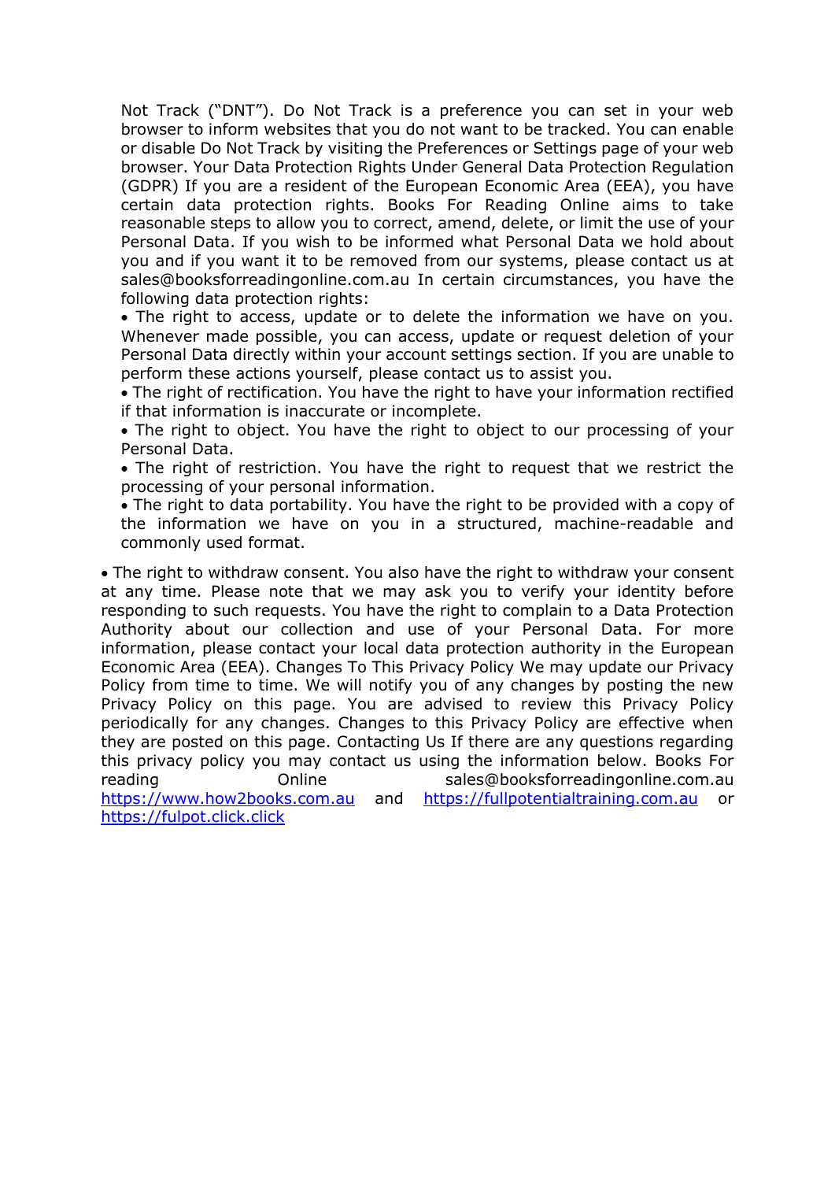Not Track ("DNT"). Do Not Track is a preference you can set in your web browser to inform websites that you do not want to be tracked. You can enable or disable Do Not Track by visiting the Preferences or Settings page of your web browser. Your Data Protection Rights Under General Data Protection Regulation (GDPR) If you are a resident of the European Economic Area (EEA), you have certain data protection rights. Books For Reading Online aims to take reasonable steps to allow you to correct, amend, delete, or limit the use of your Personal Data. If you wish to be informed what Personal Data we hold about you and if you want it to be removed from our systems, please contact us at sales@booksforreadingonline.com.au In certain circumstances, you have the following data protection rights:

- The right to access, update or to delete the information we have on you. Whenever made possible, you can access, update or request deletion of your Personal Data directly within your account settings section. If you are unable to perform these actions yourself, please contact us to assist you.
- The right of rectification. You have the right to have your information rectified if that information is inaccurate or incomplete.
- The right to object. You have the right to object to our processing of your Personal Data.
- The right of restriction. You have the right to request that we restrict the processing of your personal information.
- The right to data portability. You have the right to be provided with a copy of the information we have on you in a structured, machine-readable and commonly used format.

- The right to withdraw consent. You also have the right to withdraw your consent at any time. Please note that we may ask you to verify your identity before responding to such requests. You have the right to complain to a Data Protection Authority about our collection and use of your Personal Data. For more information, please contact your local data protection authority in the European Economic Area (EEA). Changes To This Privacy Policy We may update our Privacy Policy from time to time. We will notify you of any changes by posting the new Privacy Policy on this page. You are advised to review this Privacy Policy periodically for any changes. Changes to this Privacy Policy are effective when they are posted on this page. Contacting Us If there are any questions regarding this privacy policy you may contact us using the information below. Books For reading Online sales@booksforreadingonline.com.au https://www.how2books.com.au and https://fullpotentialtraining.com.au or https://fulpot.click.click